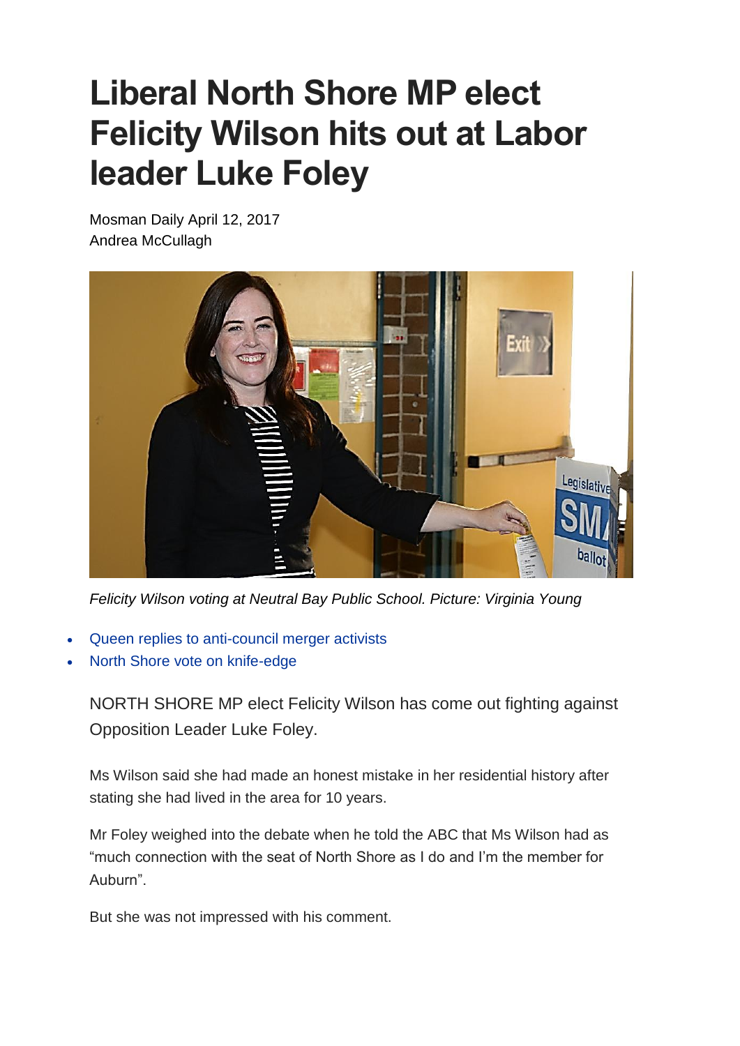# Liberal North Shore MP elect Felicity Wilson hits out at Labor leader Luke Foley

Mosman Daily April 12, 2017
Andrea McCullagh

*Felicity Wilson voting at Neutral Bay Public School. Picture: Virginia Young*

- Queen replies to anti-council merger activists
- North Shore vote on knife-edge

NORTH SHORE MP elect Felicity Wilson has come out fighting against Opposition Leader Luke Foley.

Ms Wilson said she had made an honest mistake in her residential history after stating she had lived in the area for 10 years.

Mr Foley weighed into the debate when he told the ABC that Ms Wilson had as "much connection with the seat of North Shore as I do and I'm the member for Auburn".

But she was not impressed with his comment.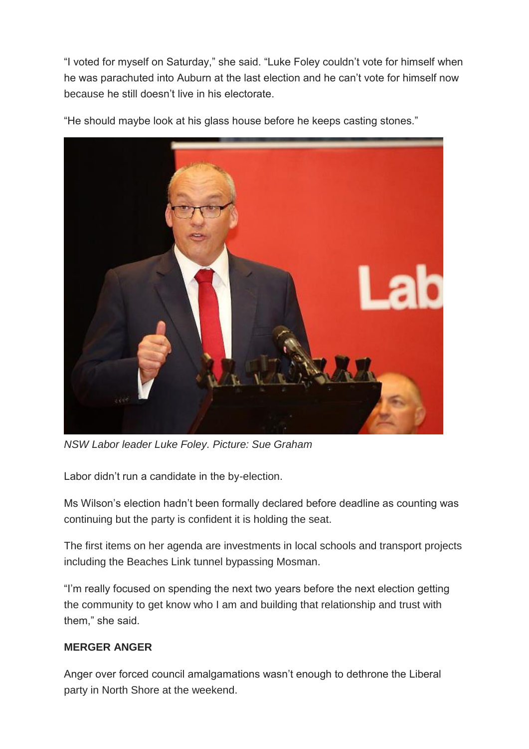"I voted for myself on Saturday," she said. "Luke Foley couldn't vote for himself when he was parachuted into Auburn at the last election and he can't vote for himself now because he still doesn't live in his electorate.

"He should maybe look at his glass house before he keeps casting stones."

*NSW Labor leader Luke Foley. Picture: Sue Graham*

Labor didn't run a candidate in the by-election.

Ms Wilson's election hadn't been formally declared before deadline as counting was continuing but the party is confident it is holding the seat.

The first items on her agenda are investments in local schools and transport projects including the Beaches Link tunnel bypassing Mosman.

"I'm really focused on spending the next two years before the next election getting the community to get know who I am and building that relationship and trust with them," she said.

**MERGER ANGER**

Anger over forced council amalgamations wasn't enough to dethrone the Liberal party in North Shore at the weekend.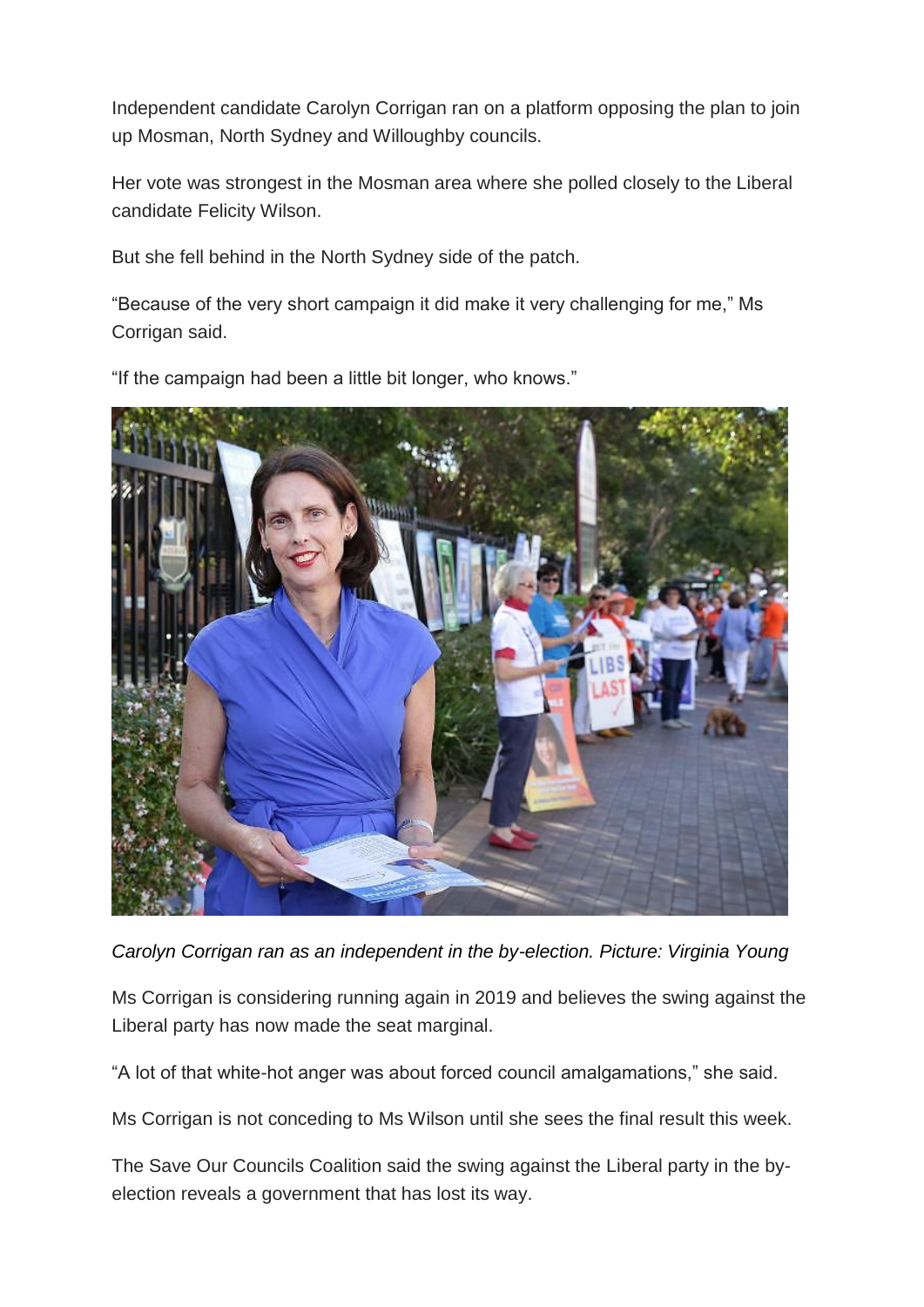Independent candidate Carolyn Corrigan ran on a platform opposing the plan to join up Mosman, North Sydney and Willoughby councils.

Her vote was strongest in the Mosman area where she polled closely to the Liberal candidate Felicity Wilson.

But she fell behind in the North Sydney side of the patch.

“Because of the very short campaign it did make it very challenging for me,” Ms Corrigan said.

“If the campaign had been a little bit longer, who knows.”

*Carolyn Corrigan ran as an independent in the by-election. Picture: Virginia Young*

Ms Corrigan is considering running again in 2019 and believes the swing against the Liberal party has now made the seat marginal.

“A lot of that white-hot anger was about forced council amalgamations,” she said.

Ms Corrigan is not conceding to Ms Wilson until she sees the final result this week.

The Save Our Councils Coalition said the swing against the Liberal party in the by-election reveals a government that has lost its way.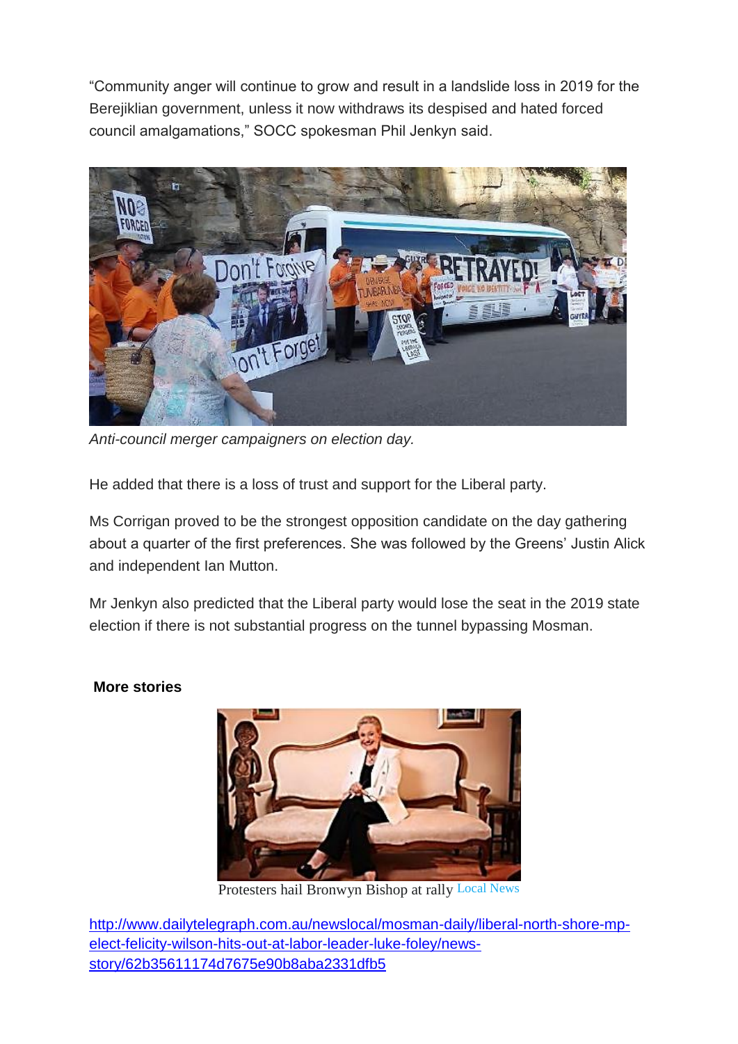"Community anger will continue to grow and result in a landslide loss in 2019 for the Berejiklian government, unless it now withdraws its despised and hated forced council amalgamations," SOCC spokesman Phil Jenkyn said.

*Anti-council merger campaigners on election day.*

He added that there is a loss of trust and support for the Liberal party.

Ms Corrigan proved to be the strongest opposition candidate on the day gathering about a quarter of the first preferences. She was followed by the Greens' Justin Alick and independent Ian Mutton.

Mr Jenkyn also predicted that the Liberal party would lose the seat in the 2019 state election if there is not substantial progress on the tunnel bypassing Mosman.

**More stories**

Protesters hail Bronwyn Bishop at rally Local News

http://www.dailytelegraph.com.au/newslocal/mosman-daily/liberal-north-shore-mp-elect-felicity-wilson-hits-out-at-labor-leader-luke-foley/news-story/62b35611174d7675e90b8aba2331dfb5